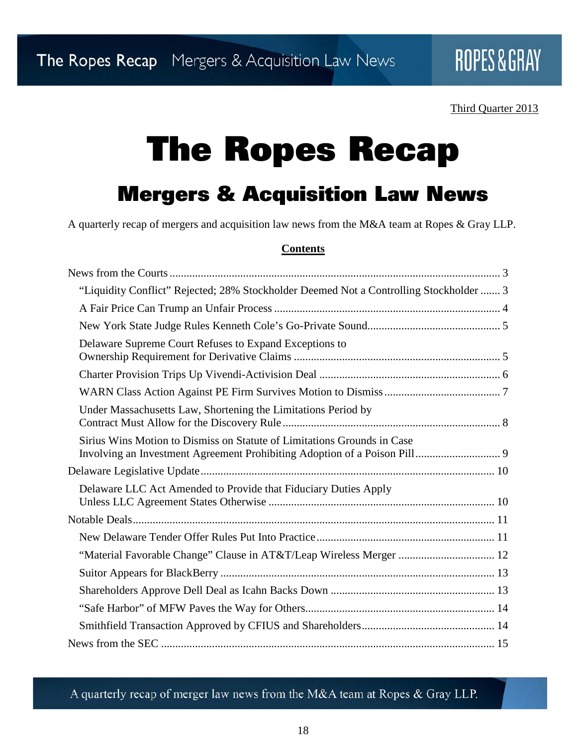Third Quarter 2013

# The Ropes Recap

## Mergers & Acquisition Law News

A quarterly recap of mergers and acquisition law news from the M&A team at Ropes & Gray LLP.

**Contents**

News from the Courts ........ 3
- "Liquidity Conflict" Rejected; 28% Stockholder Deemed Not a Controlling Stockholder ....... 3
- A Fair Price Can Trump an Unfair Process ........ 4
- New York State Judge Rules Kenneth Cole's Go-Private Sound........ 5
- Delaware Supreme Court Refuses to Expand Exceptions to Ownership Requirement for Derivative Claims ........ 5
- Charter Provision Trips Up Vivendi-Activision Deal ........ 6
- WARN Class Action Against PE Firm Survives Motion to Dismiss........ 7
- Under Massachusetts Law, Shortening the Limitations Period by Contract Must Allow for the Discovery Rule........ 8
- Sirius Wins Motion to Dismiss on Statute of Limitations Grounds in Case Involving an Investment Agreement Prohibiting Adoption of a Poison Pill........ 9

Delaware Legislative Update........ 10
- Delaware LLC Act Amended to Provide that Fiduciary Duties Apply Unless LLC Agreement States Otherwise ........ 10

Notable Deals........ 11
- New Delaware Tender Offer Rules Put Into Practice........ 11
- "Material Favorable Change" Clause in AT&T/Leap Wireless Merger ........ 12
- Suitor Appears for BlackBerry ........ 13
- Shareholders Approve Dell Deal as Icahn Backs Down ........ 13
- "Safe Harbor" of MFW Paves the Way for Others........ 14
- Smithfield Transaction Approved by CFIUS and Shareholders........ 14

News from the SEC ........ 15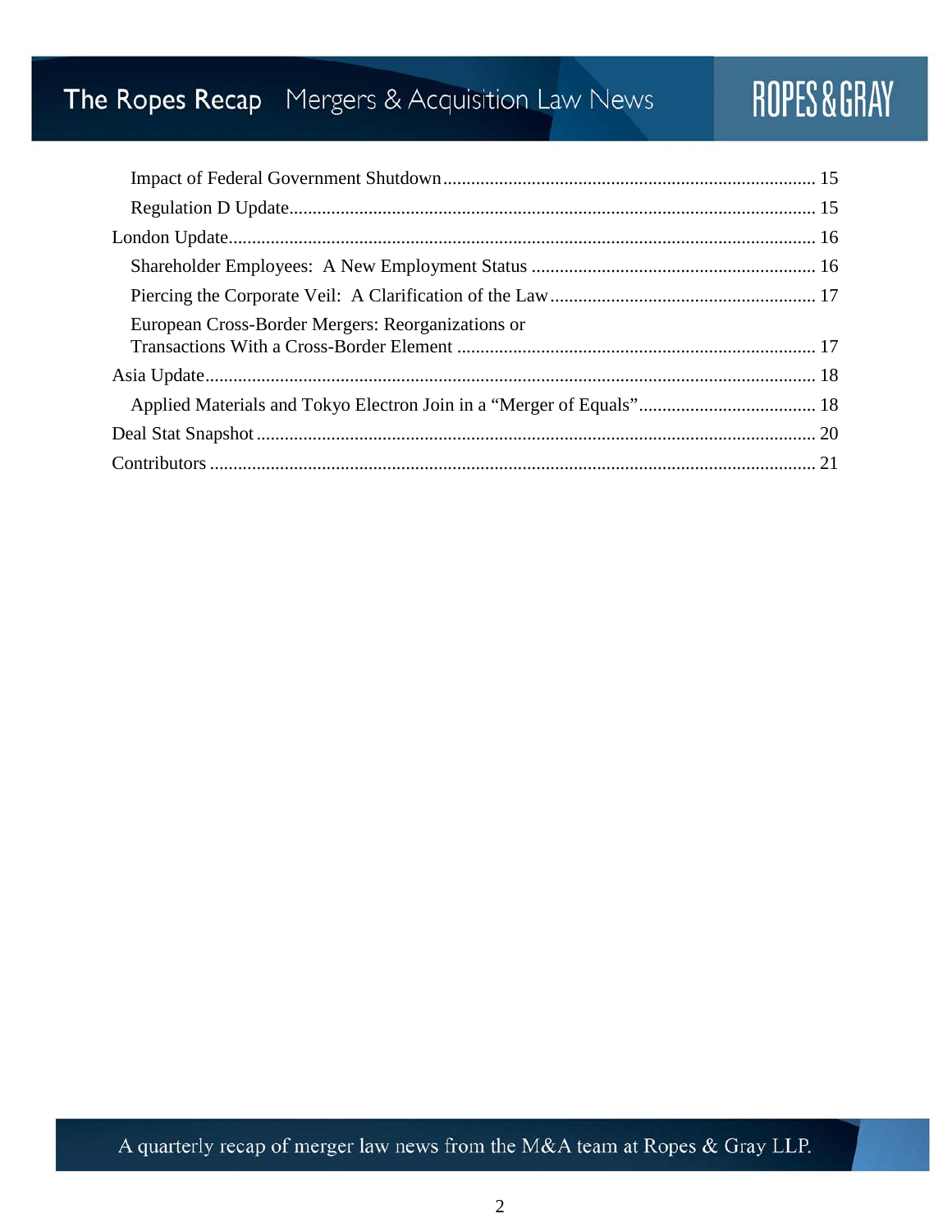- Impact of Federal Government Shutdown ............................................................................... 15
- Regulation D Update................................................................................................................ 15

London Update............................................................................................................................. 16

- Shareholder Employees: A New Employment Status ............................................................. 16
- Piercing the Corporate Veil: A Clarification of the Law......................................................... 17
- European Cross-Border Mergers: Reorganizations or Transactions With a Cross-Border Element ............................................................................. 17

Asia Update.................................................................................................................................. 18

- Applied Materials and Tokyo Electron Join in a "Merger of Equals"...................................... 18

Deal Stat Snapshot ....................................................................................................................... 20

Contributors ................................................................................................................................. 21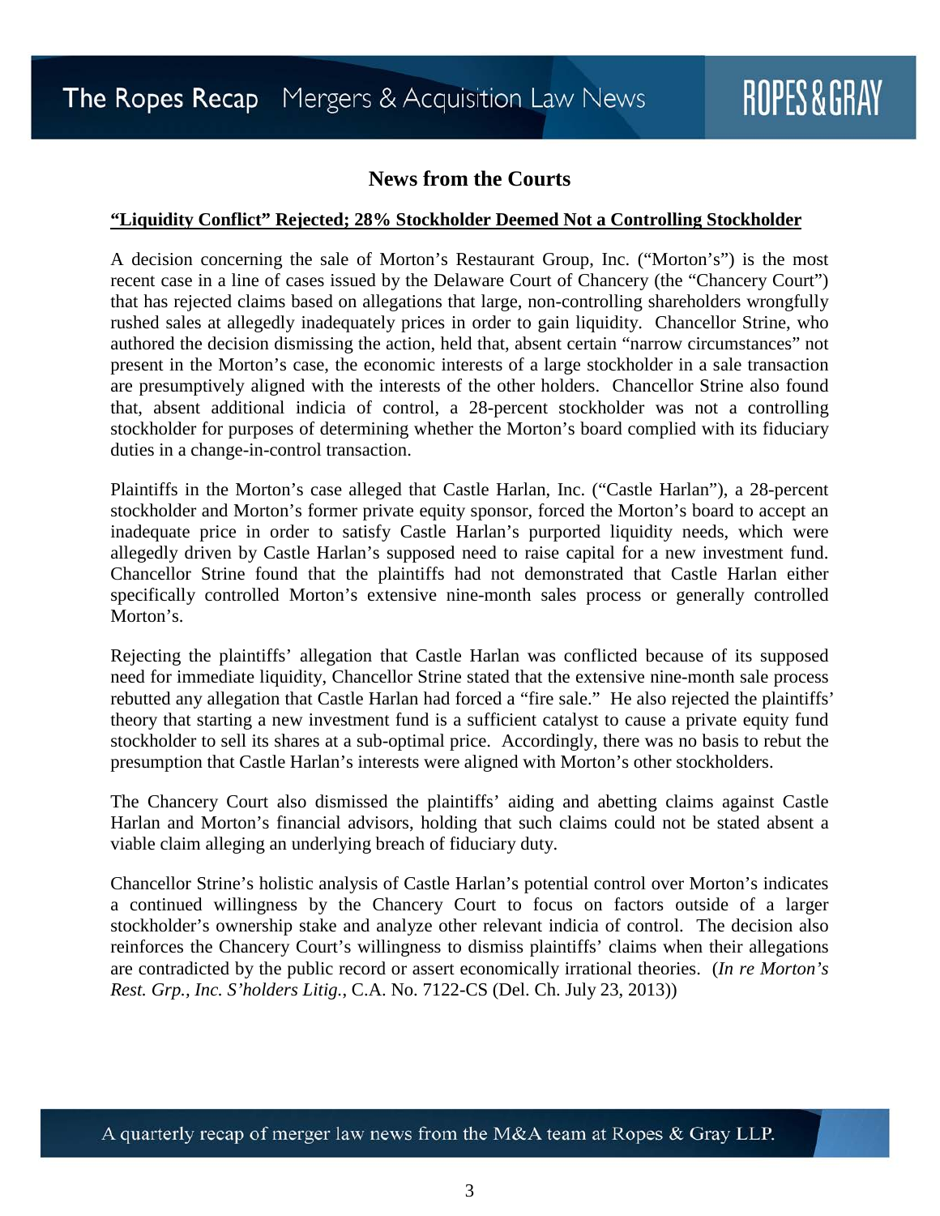## News from the Courts

**“Liquidity Conflict” Rejected; 28% Stockholder Deemed Not a Controlling Stockholder**

A decision concerning the sale of Morton’s Restaurant Group, Inc. (“Morton’s”) is the most recent case in a line of cases issued by the Delaware Court of Chancery (the “Chancery Court”) that has rejected claims based on allegations that large, non-controlling shareholders wrongfully rushed sales at allegedly inadequately prices in order to gain liquidity. Chancellor Strine, who authored the decision dismissing the action, held that, absent certain “narrow circumstances” not present in the Morton’s case, the economic interests of a large stockholder in a sale transaction are presumptively aligned with the interests of the other holders. Chancellor Strine also found that, absent additional indicia of control, a 28-percent stockholder was not a controlling stockholder for purposes of determining whether the Morton’s board complied with its fiduciary duties in a change-in-control transaction.

Plaintiffs in the Morton’s case alleged that Castle Harlan, Inc. (“Castle Harlan”), a 28-percent stockholder and Morton’s former private equity sponsor, forced the Morton’s board to accept an inadequate price in order to satisfy Castle Harlan’s purported liquidity needs, which were allegedly driven by Castle Harlan’s supposed need to raise capital for a new investment fund. Chancellor Strine found that the plaintiffs had not demonstrated that Castle Harlan either specifically controlled Morton’s extensive nine-month sales process or generally controlled Morton’s.

Rejecting the plaintiffs’ allegation that Castle Harlan was conflicted because of its supposed need for immediate liquidity, Chancellor Strine stated that the extensive nine-month sale process rebutted any allegation that Castle Harlan had forced a “fire sale.” He also rejected the plaintiffs’ theory that starting a new investment fund is a sufficient catalyst to cause a private equity fund stockholder to sell its shares at a sub-optimal price. Accordingly, there was no basis to rebut the presumption that Castle Harlan’s interests were aligned with Morton’s other stockholders.

The Chancery Court also dismissed the plaintiffs’ aiding and abetting claims against Castle Harlan and Morton’s financial advisors, holding that such claims could not be stated absent a viable claim alleging an underlying breach of fiduciary duty.

Chancellor Strine’s holistic analysis of Castle Harlan’s potential control over Morton’s indicates a continued willingness by the Chancery Court to focus on factors outside of a larger stockholder’s ownership stake and analyze other relevant indicia of control. The decision also reinforces the Chancery Court’s willingness to dismiss plaintiffs’ claims when their allegations are contradicted by the public record or assert economically irrational theories. (*In re Morton’s Rest. Grp., Inc. S’holders Litig.*, C.A. No. 7122-CS (Del. Ch. July 23, 2013))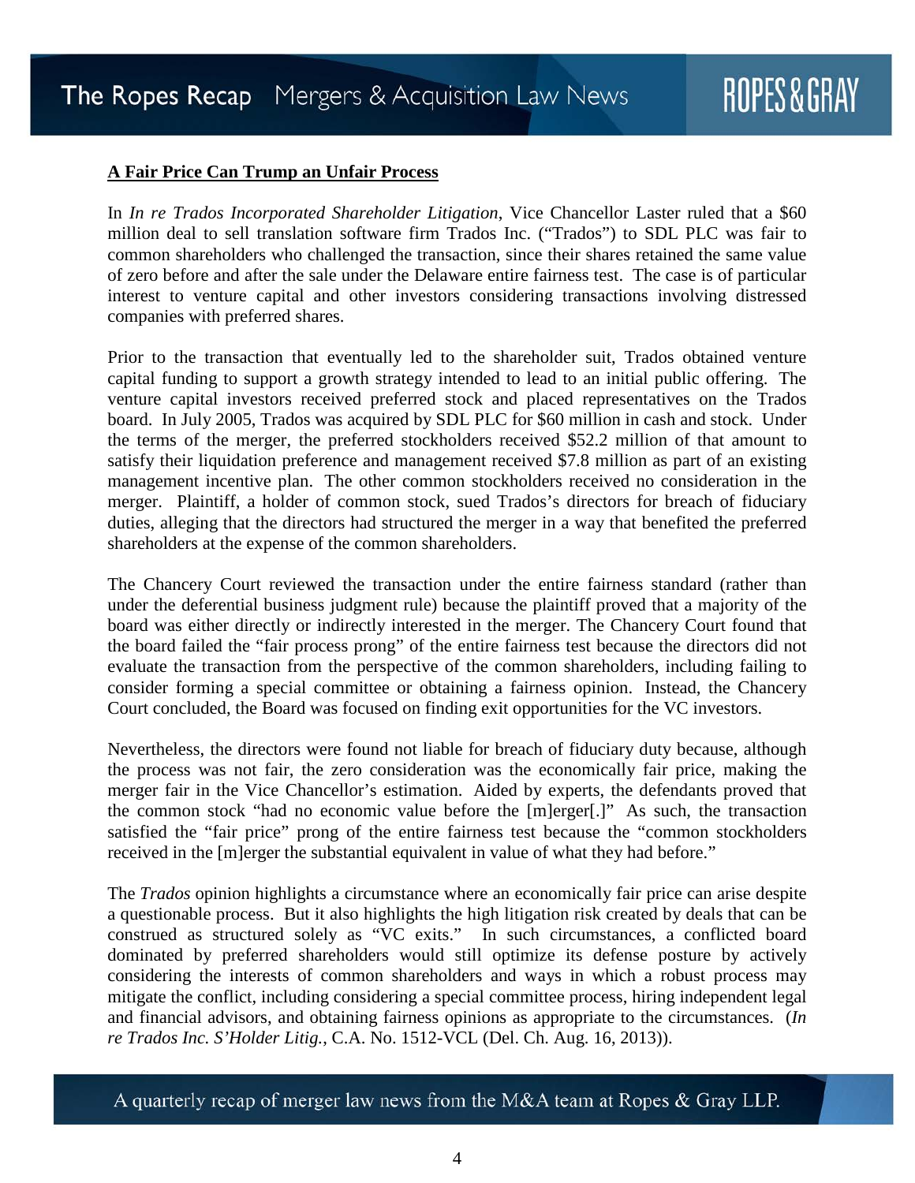**A Fair Price Can Trump an Unfair Process**

In *In re Trados Incorporated Shareholder Litigation*, Vice Chancellor Laster ruled that a $60 million deal to sell translation software firm Trados Inc. ("Trados") to SDL PLC was fair to common shareholders who challenged the transaction, since their shares retained the same value of zero before and after the sale under the Delaware entire fairness test. The case is of particular interest to venture capital and other investors considering transactions involving distressed companies with preferred shares.

Prior to the transaction that eventually led to the shareholder suit, Trados obtained venture capital funding to support a growth strategy intended to lead to an initial public offering. The venture capital investors received preferred stock and placed representatives on the Trados board. In July 2005, Trados was acquired by SDL PLC for $60 million in cash and stock. Under the terms of the merger, the preferred stockholders received $52.2 million of that amount to satisfy their liquidation preference and management received $7.8 million as part of an existing management incentive plan. The other common stockholders received no consideration in the merger. Plaintiff, a holder of common stock, sued Trados's directors for breach of fiduciary duties, alleging that the directors had structured the merger in a way that benefited the preferred shareholders at the expense of the common shareholders.

The Chancery Court reviewed the transaction under the entire fairness standard (rather than under the deferential business judgment rule) because the plaintiff proved that a majority of the board was either directly or indirectly interested in the merger. The Chancery Court found that the board failed the "fair process prong" of the entire fairness test because the directors did not evaluate the transaction from the perspective of the common shareholders, including failing to consider forming a special committee or obtaining a fairness opinion. Instead, the Chancery Court concluded, the Board was focused on finding exit opportunities for the VC investors.

Nevertheless, the directors were found not liable for breach of fiduciary duty because, although the process was not fair, the zero consideration was the economically fair price, making the merger fair in the Vice Chancellor's estimation. Aided by experts, the defendants proved that the common stock "had no economic value before the [m]erger[.]" As such, the transaction satisfied the "fair price" prong of the entire fairness test because the "common stockholders received in the [m]erger the substantial equivalent in value of what they had before."

The *Trados* opinion highlights a circumstance where an economically fair price can arise despite a questionable process. But it also highlights the high litigation risk created by deals that can be construed as structured solely as "VC exits." In such circumstances, a conflicted board dominated by preferred shareholders would still optimize its defense posture by actively considering the interests of common shareholders and ways in which a robust process may mitigate the conflict, including considering a special committee process, hiring independent legal and financial advisors, and obtaining fairness opinions as appropriate to the circumstances. (*In re Trados Inc. S'Holder Litig.*, C.A. No. 1512-VCL (Del. Ch. Aug. 16, 2013)).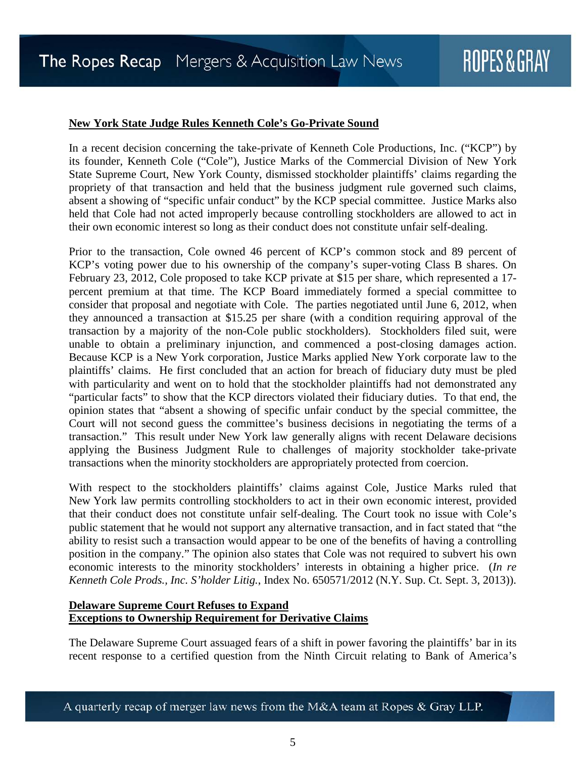## New York State Judge Rules Kenneth Cole's Go-Private Sound

In a recent decision concerning the take-private of Kenneth Cole Productions, Inc. ("KCP") by its founder, Kenneth Cole ("Cole"), Justice Marks of the Commercial Division of New York State Supreme Court, New York County, dismissed stockholder plaintiffs' claims regarding the propriety of that transaction and held that the business judgment rule governed such claims, absent a showing of "specific unfair conduct" by the KCP special committee. Justice Marks also held that Cole had not acted improperly because controlling stockholders are allowed to act in their own economic interest so long as their conduct does not constitute unfair self-dealing.

Prior to the transaction, Cole owned 46 percent of KCP's common stock and 89 percent of KCP's voting power due to his ownership of the company's super-voting Class B shares. On February 23, 2012, Cole proposed to take KCP private at $15 per share, which represented a 17-percent premium at that time. The KCP Board immediately formed a special committee to consider that proposal and negotiate with Cole. The parties negotiated until June 6, 2012, when they announced a transaction at $15.25 per share (with a condition requiring approval of the transaction by a majority of the non-Cole public stockholders). Stockholders filed suit, were unable to obtain a preliminary injunction, and commenced a post-closing damages action. Because KCP is a New York corporation, Justice Marks applied New York corporate law to the plaintiffs' claims. He first concluded that an action for breach of fiduciary duty must be pled with particularity and went on to hold that the stockholder plaintiffs had not demonstrated any "particular facts" to show that the KCP directors violated their fiduciary duties. To that end, the opinion states that "absent a showing of specific unfair conduct by the special committee, the Court will not second guess the committee's business decisions in negotiating the terms of a transaction." This result under New York law generally aligns with recent Delaware decisions applying the Business Judgment Rule to challenges of majority stockholder take-private transactions when the minority stockholders are appropriately protected from coercion.

With respect to the stockholders plaintiffs' claims against Cole, Justice Marks ruled that New York law permits controlling stockholders to act in their own economic interest, provided that their conduct does not constitute unfair self-dealing. The Court took no issue with Cole's public statement that he would not support any alternative transaction, and in fact stated that "the ability to resist such a transaction would appear to be one of the benefits of having a controlling position in the company." The opinion also states that Cole was not required to subvert his own economic interests to the minority stockholders' interests in obtaining a higher price. (*In re Kenneth Cole Prods., Inc. S'holder Litig.*, Index No. 650571/2012 (N.Y. Sup. Ct. Sept. 3, 2013)).

## Delaware Supreme Court Refuses to Expand Exceptions to Ownership Requirement for Derivative Claims

The Delaware Supreme Court assuaged fears of a shift in power favoring the plaintiffs' bar in its recent response to a certified question from the Ninth Circuit relating to Bank of America's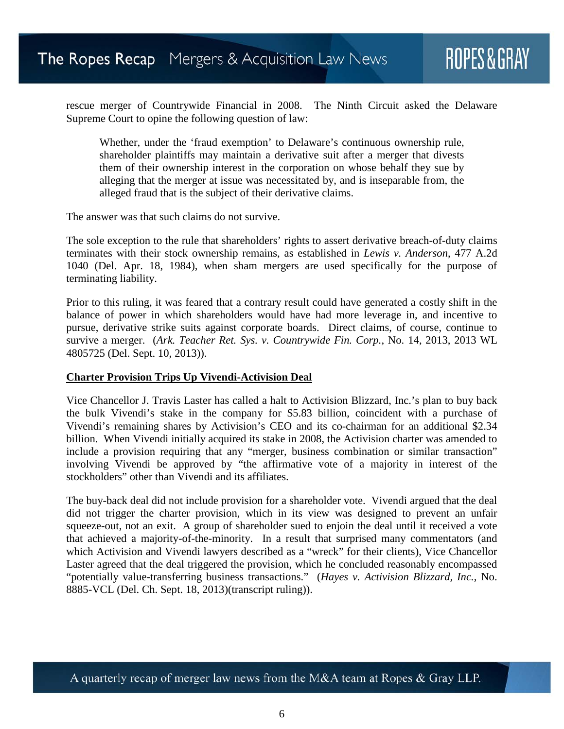rescue merger of Countrywide Financial in 2008. The Ninth Circuit asked the Delaware Supreme Court to opine the following question of law:

> Whether, under the 'fraud exemption' to Delaware's continuous ownership rule, shareholder plaintiffs may maintain a derivative suit after a merger that divests them of their ownership interest in the corporation on whose behalf they sue by alleging that the merger at issue was necessitated by, and is inseparable from, the alleged fraud that is the subject of their derivative claims.

The answer was that such claims do not survive.

The sole exception to the rule that shareholders' rights to assert derivative breach-of-duty claims terminates with their stock ownership remains, as established in *Lewis v. Anderson*, 477 A.2d 1040 (Del. Apr. 18, 1984), when sham mergers are used specifically for the purpose of terminating liability.

Prior to this ruling, it was feared that a contrary result could have generated a costly shift in the balance of power in which shareholders would have had more leverage in, and incentive to pursue, derivative strike suits against corporate boards. Direct claims, of course, continue to survive a merger. (*Ark. Teacher Ret. Sys. v. Countrywide Fin. Corp.*, No. 14, 2013, 2013 WL 4805725 (Del. Sept. 10, 2013)).

## Charter Provision Trips Up Vivendi-Activision Deal

Vice Chancellor J. Travis Laster has called a halt to Activision Blizzard, Inc.'s plan to buy back the bulk Vivendi's stake in the company for $5.83 billion, coincident with a purchase of Vivendi's remaining shares by Activision's CEO and its co-chairman for an additional $2.34 billion. When Vivendi initially acquired its stake in 2008, the Activision charter was amended to include a provision requiring that any "merger, business combination or similar transaction" involving Vivendi be approved by "the affirmative vote of a majority in interest of the stockholders" other than Vivendi and its affiliates.

The buy-back deal did not include provision for a shareholder vote. Vivendi argued that the deal did not trigger the charter provision, which in its view was designed to prevent an unfair squeeze-out, not an exit. A group of shareholder sued to enjoin the deal until it received a vote that achieved a majority-of-the-minority. In a result that surprised many commentators (and which Activision and Vivendi lawyers described as a "wreck" for their clients), Vice Chancellor Laster agreed that the deal triggered the provision, which he concluded reasonably encompassed "potentially value-transferring business transactions." (*Hayes v. Activision Blizzard, Inc.*, No. 8885-VCL (Del. Ch. Sept. 18, 2013)(transcript ruling)).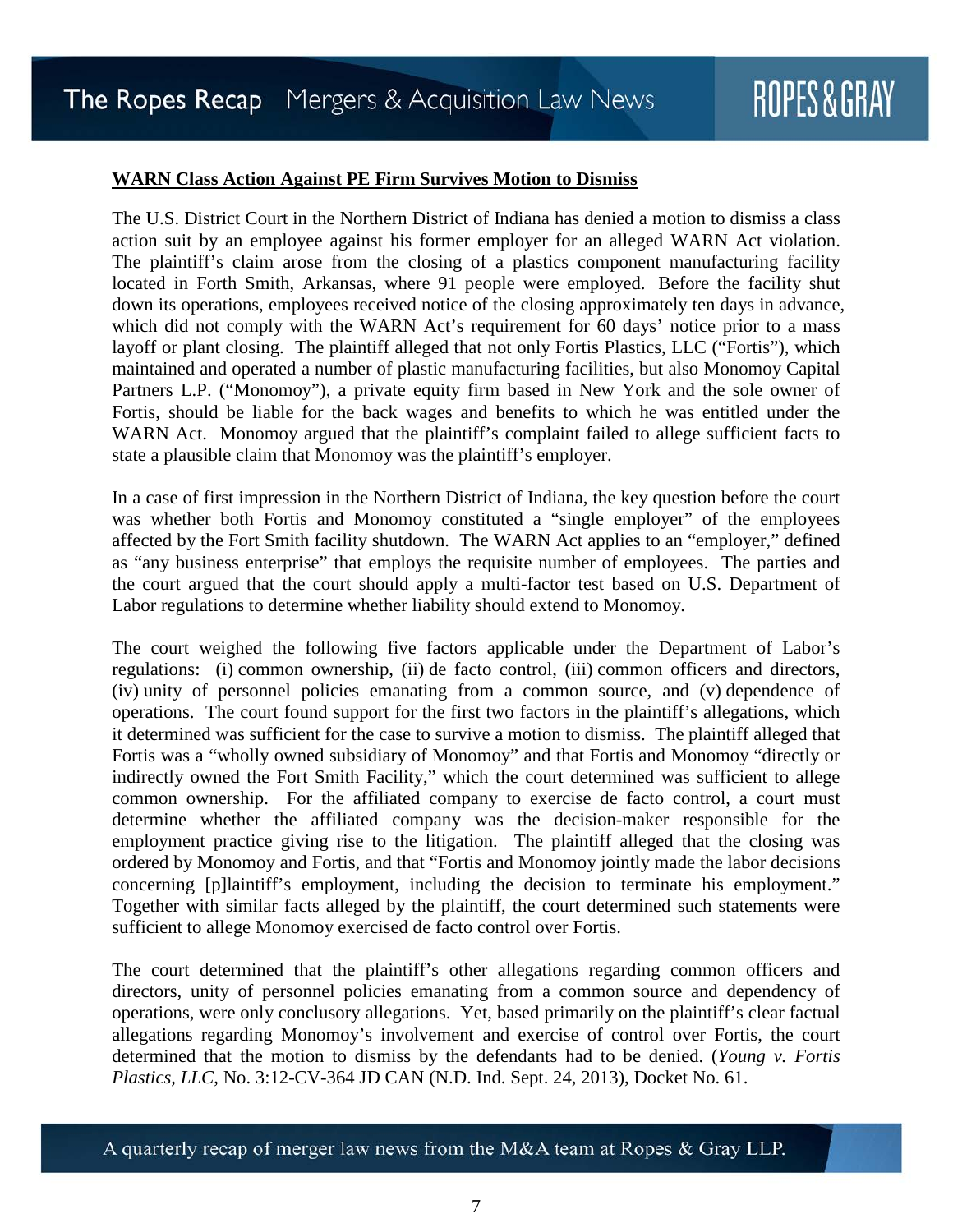**WARN Class Action Against PE Firm Survives Motion to Dismiss**

The U.S. District Court in the Northern District of Indiana has denied a motion to dismiss a class action suit by an employee against his former employer for an alleged WARN Act violation. The plaintiff's claim arose from the closing of a plastics component manufacturing facility located in Forth Smith, Arkansas, where 91 people were employed. Before the facility shut down its operations, employees received notice of the closing approximately ten days in advance, which did not comply with the WARN Act's requirement for 60 days' notice prior to a mass layoff or plant closing. The plaintiff alleged that not only Fortis Plastics, LLC ("Fortis"), which maintained and operated a number of plastic manufacturing facilities, but also Monomoy Capital Partners L.P. ("Monomoy"), a private equity firm based in New York and the sole owner of Fortis, should be liable for the back wages and benefits to which he was entitled under the WARN Act. Monomoy argued that the plaintiff's complaint failed to allege sufficient facts to state a plausible claim that Monomoy was the plaintiff's employer.

In a case of first impression in the Northern District of Indiana, the key question before the court was whether both Fortis and Monomoy constituted a "single employer" of the employees affected by the Fort Smith facility shutdown. The WARN Act applies to an "employer," defined as "any business enterprise" that employs the requisite number of employees. The parties and the court argued that the court should apply a multi-factor test based on U.S. Department of Labor regulations to determine whether liability should extend to Monomoy.

The court weighed the following five factors applicable under the Department of Labor's regulations: (i) common ownership, (ii) de facto control, (iii) common officers and directors, (iv) unity of personnel policies emanating from a common source, and (v) dependence of operations. The court found support for the first two factors in the plaintiff's allegations, which it determined was sufficient for the case to survive a motion to dismiss. The plaintiff alleged that Fortis was a "wholly owned subsidiary of Monomoy" and that Fortis and Monomoy "directly or indirectly owned the Fort Smith Facility," which the court determined was sufficient to allege common ownership. For the affiliated company to exercise de facto control, a court must determine whether the affiliated company was the decision-maker responsible for the employment practice giving rise to the litigation. The plaintiff alleged that the closing was ordered by Monomoy and Fortis, and that "Fortis and Monomoy jointly made the labor decisions concerning [p]laintiff's employment, including the decision to terminate his employment." Together with similar facts alleged by the plaintiff, the court determined such statements were sufficient to allege Monomoy exercised de facto control over Fortis.

The court determined that the plaintiff's other allegations regarding common officers and directors, unity of personnel policies emanating from a common source and dependency of operations, were only conclusory allegations. Yet, based primarily on the plaintiff's clear factual allegations regarding Monomoy's involvement and exercise of control over Fortis, the court determined that the motion to dismiss by the defendants had to be denied. (*Young v. Fortis Plastics, LLC*, No. 3:12-CV-364 JD CAN (N.D. Ind. Sept. 24, 2013), Docket No. 61.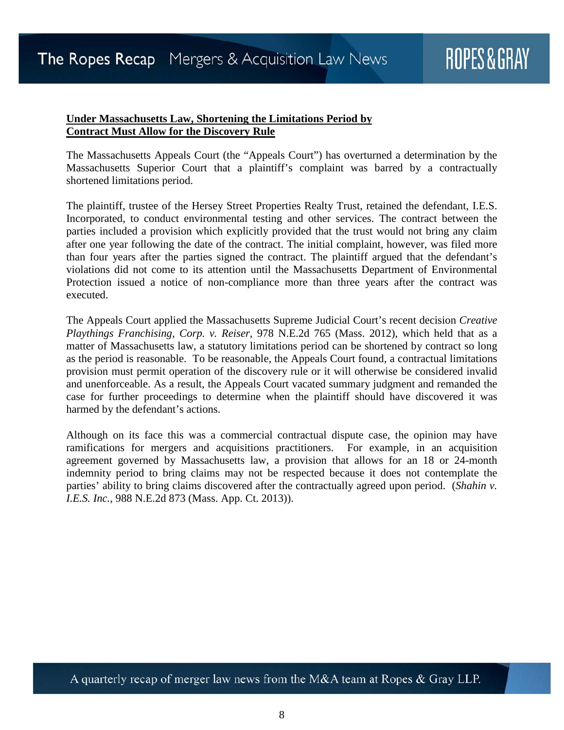**Under Massachusetts Law, Shortening the Limitations Period by Contract Must Allow for the Discovery Rule**

The Massachusetts Appeals Court (the "Appeals Court") has overturned a determination by the Massachusetts Superior Court that a plaintiff's complaint was barred by a contractually shortened limitations period.

The plaintiff, trustee of the Hersey Street Properties Realty Trust, retained the defendant, I.E.S. Incorporated, to conduct environmental testing and other services. The contract between the parties included a provision which explicitly provided that the trust would not bring any claim after one year following the date of the contract. The initial complaint, however, was filed more than four years after the parties signed the contract. The plaintiff argued that the defendant's violations did not come to its attention until the Massachusetts Department of Environmental Protection issued a notice of non-compliance more than three years after the contract was executed.

The Appeals Court applied the Massachusetts Supreme Judicial Court's recent decision *Creative Playthings Franchising, Corp. v. Reiser*, 978 N.E.2d 765 (Mass. 2012), which held that as a matter of Massachusetts law, a statutory limitations period can be shortened by contract so long as the period is reasonable. To be reasonable, the Appeals Court found, a contractual limitations provision must permit operation of the discovery rule or it will otherwise be considered invalid and unenforceable. As a result, the Appeals Court vacated summary judgment and remanded the case for further proceedings to determine when the plaintiff should have discovered it was harmed by the defendant's actions.

Although on its face this was a commercial contractual dispute case, the opinion may have ramifications for mergers and acquisitions practitioners. For example, in an acquisition agreement governed by Massachusetts law, a provision that allows for an 18 or 24-month indemnity period to bring claims may not be respected because it does not contemplate the parties' ability to bring claims discovered after the contractually agreed upon period. (*Shahin v. I.E.S. Inc.*, 988 N.E.2d 873 (Mass. App. Ct. 2013)).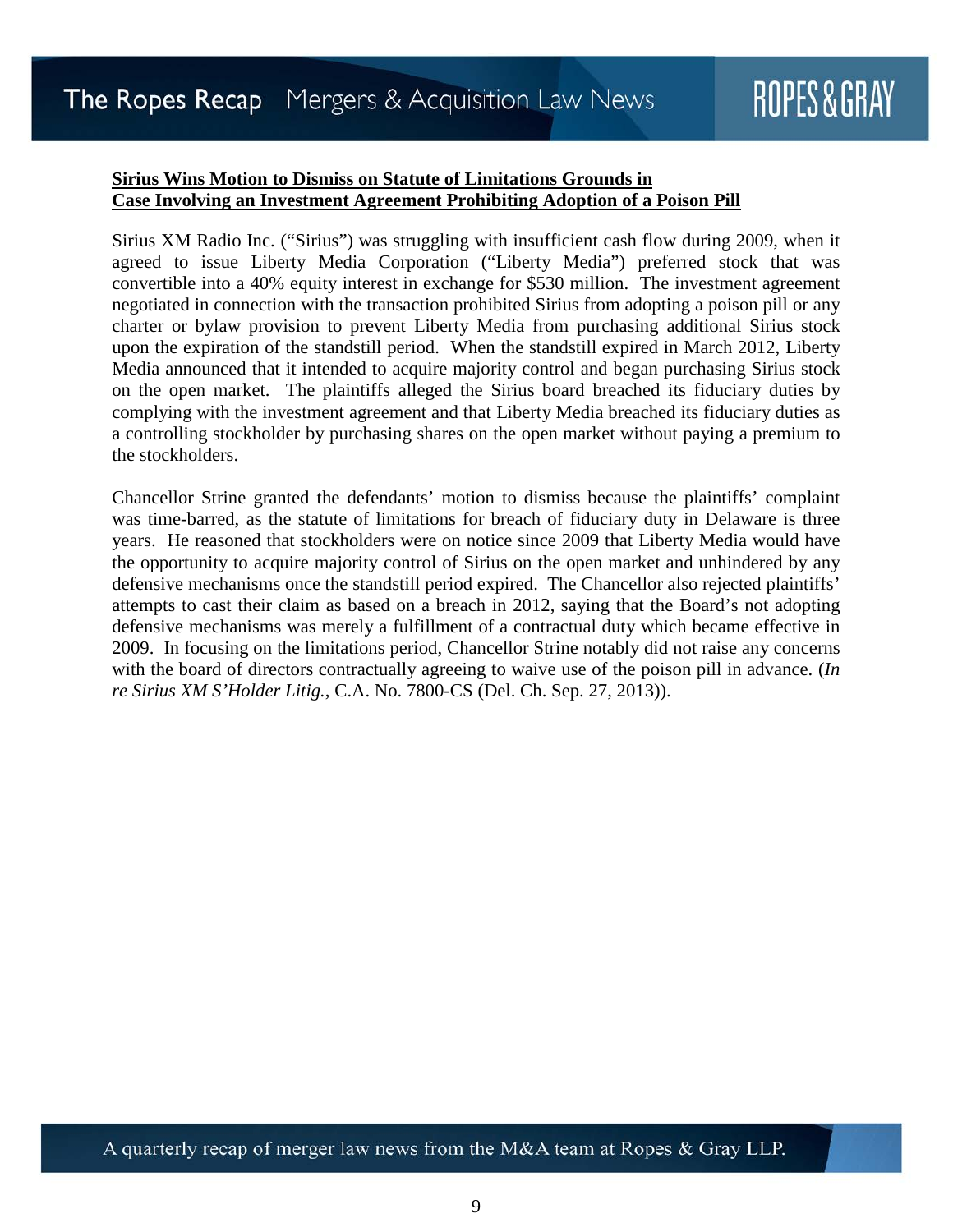**Sirius Wins Motion to Dismiss on Statute of Limitations Grounds in Case Involving an Investment Agreement Prohibiting Adoption of a Poison Pill**

Sirius XM Radio Inc. ("Sirius") was struggling with insufficient cash flow during 2009, when it agreed to issue Liberty Media Corporation ("Liberty Media") preferred stock that was convertible into a 40% equity interest in exchange for $530 million. The investment agreement negotiated in connection with the transaction prohibited Sirius from adopting a poison pill or any charter or bylaw provision to prevent Liberty Media from purchasing additional Sirius stock upon the expiration of the standstill period. When the standstill expired in March 2012, Liberty Media announced that it intended to acquire majority control and began purchasing Sirius stock on the open market. The plaintiffs alleged the Sirius board breached its fiduciary duties by complying with the investment agreement and that Liberty Media breached its fiduciary duties as a controlling stockholder by purchasing shares on the open market without paying a premium to the stockholders.

Chancellor Strine granted the defendants' motion to dismiss because the plaintiffs' complaint was time-barred, as the statute of limitations for breach of fiduciary duty in Delaware is three years. He reasoned that stockholders were on notice since 2009 that Liberty Media would have the opportunity to acquire majority control of Sirius on the open market and unhindered by any defensive mechanisms once the standstill period expired. The Chancellor also rejected plaintiffs' attempts to cast their claim as based on a breach in 2012, saying that the Board's not adopting defensive mechanisms was merely a fulfillment of a contractual duty which became effective in 2009. In focusing on the limitations period, Chancellor Strine notably did not raise any concerns with the board of directors contractually agreeing to waive use of the poison pill in advance. (*In re Sirius XM S'Holder Litig.*, C.A. No. 7800-CS (Del. Ch. Sep. 27, 2013)).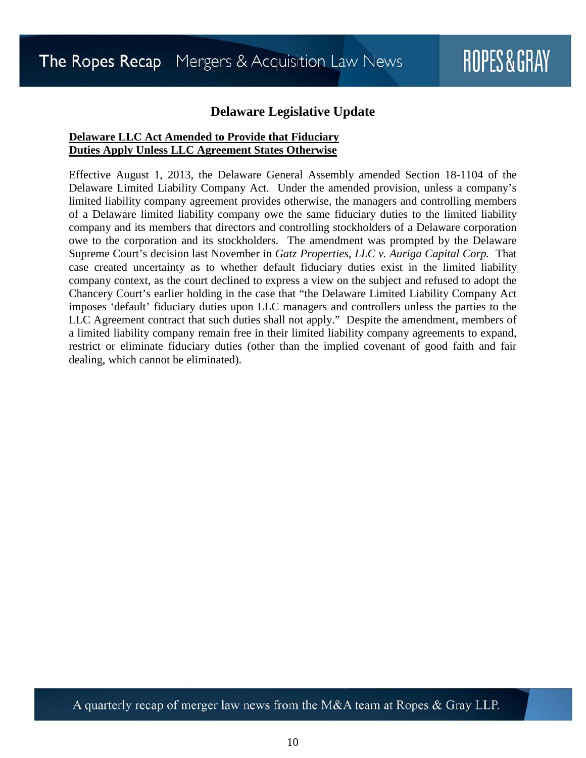## Delaware Legislative Update

**Delaware LLC Act Amended to Provide that Fiduciary Duties Apply Unless LLC Agreement States Otherwise**

Effective August 1, 2013, the Delaware General Assembly amended Section 18-1104 of the Delaware Limited Liability Company Act. Under the amended provision, unless a company's limited liability company agreement provides otherwise, the managers and controlling members of a Delaware limited liability company owe the same fiduciary duties to the limited liability company and its members that directors and controlling stockholders of a Delaware corporation owe to the corporation and its stockholders. The amendment was prompted by the Delaware Supreme Court's decision last November in *Gatz Properties, LLC v. Auriga Capital Corp.* That case created uncertainty as to whether default fiduciary duties exist in the limited liability company context, as the court declined to express a view on the subject and refused to adopt the Chancery Court's earlier holding in the case that "the Delaware Limited Liability Company Act imposes 'default' fiduciary duties upon LLC managers and controllers unless the parties to the LLC Agreement contract that such duties shall not apply." Despite the amendment, members of a limited liability company remain free in their limited liability company agreements to expand, restrict or eliminate fiduciary duties (other than the implied covenant of good faith and fair dealing, which cannot be eliminated).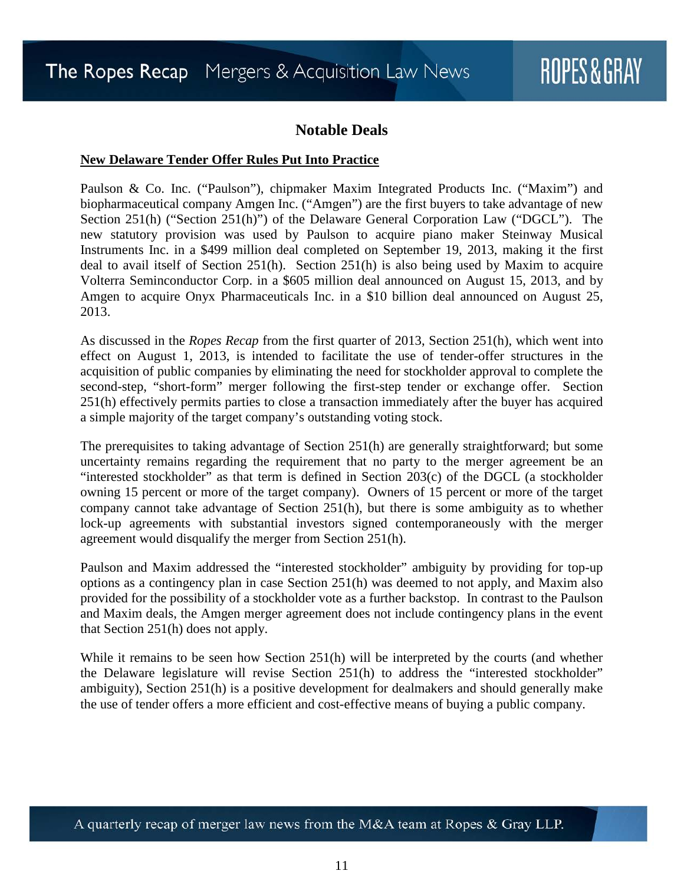## Notable Deals

**New Delaware Tender Offer Rules Put Into Practice**

Paulson & Co. Inc. (“Paulson”), chipmaker Maxim Integrated Products Inc. (“Maxim”) and biopharmaceutical company Amgen Inc. (“Amgen”) are the first buyers to take advantage of new Section 251(h) (“Section 251(h)”) of the Delaware General Corporation Law (“DGCL”). The new statutory provision was used by Paulson to acquire piano maker Steinway Musical Instruments Inc. in a $499 million deal completed on September 19, 2013, making it the first deal to avail itself of Section 251(h). Section 251(h) is also being used by Maxim to acquire Volterra Seminconductor Corp. in a $605 million deal announced on August 15, 2013, and by Amgen to acquire Onyx Pharmaceuticals Inc. in a $10 billion deal announced on August 25, 2013.

As discussed in the *Ropes Recap* from the first quarter of 2013, Section 251(h), which went into effect on August 1, 2013, is intended to facilitate the use of tender-offer structures in the acquisition of public companies by eliminating the need for stockholder approval to complete the second-step, “short-form” merger following the first-step tender or exchange offer. Section 251(h) effectively permits parties to close a transaction immediately after the buyer has acquired a simple majority of the target company’s outstanding voting stock.

The prerequisites to taking advantage of Section 251(h) are generally straightforward; but some uncertainty remains regarding the requirement that no party to the merger agreement be an “interested stockholder” as that term is defined in Section 203(c) of the DGCL (a stockholder owning 15 percent or more of the target company). Owners of 15 percent or more of the target company cannot take advantage of Section 251(h), but there is some ambiguity as to whether lock-up agreements with substantial investors signed contemporaneously with the merger agreement would disqualify the merger from Section 251(h).

Paulson and Maxim addressed the “interested stockholder” ambiguity by providing for top-up options as a contingency plan in case Section 251(h) was deemed to not apply, and Maxim also provided for the possibility of a stockholder vote as a further backstop. In contrast to the Paulson and Maxim deals, the Amgen merger agreement does not include contingency plans in the event that Section 251(h) does not apply.

While it remains to be seen how Section 251(h) will be interpreted by the courts (and whether the Delaware legislature will revise Section 251(h) to address the “interested stockholder” ambiguity), Section 251(h) is a positive development for dealmakers and should generally make the use of tender offers a more efficient and cost-effective means of buying a public company.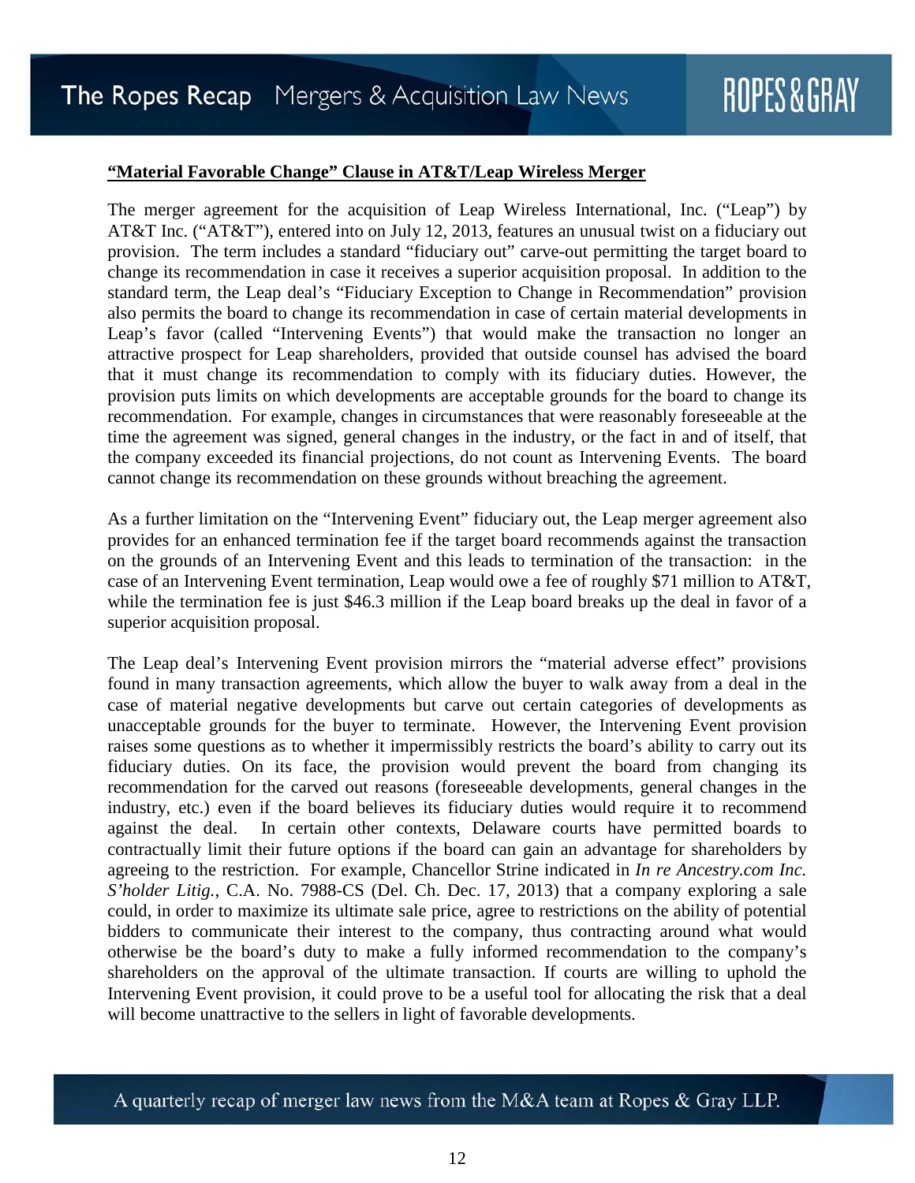## "Material Favorable Change" Clause in AT&T/Leap Wireless Merger

The merger agreement for the acquisition of Leap Wireless International, Inc. ("Leap") by AT&T Inc. ("AT&T"), entered into on July 12, 2013, features an unusual twist on a fiduciary out provision. The term includes a standard "fiduciary out" carve-out permitting the target board to change its recommendation in case it receives a superior acquisition proposal. In addition to the standard term, the Leap deal's "Fiduciary Exception to Change in Recommendation" provision also permits the board to change its recommendation in case of certain material developments in Leap's favor (called "Intervening Events") that would make the transaction no longer an attractive prospect for Leap shareholders, provided that outside counsel has advised the board that it must change its recommendation to comply with its fiduciary duties. However, the provision puts limits on which developments are acceptable grounds for the board to change its recommendation. For example, changes in circumstances that were reasonably foreseeable at the time the agreement was signed, general changes in the industry, or the fact in and of itself, that the company exceeded its financial projections, do not count as Intervening Events. The board cannot change its recommendation on these grounds without breaching the agreement.

As a further limitation on the "Intervening Event" fiduciary out, the Leap merger agreement also provides for an enhanced termination fee if the target board recommends against the transaction on the grounds of an Intervening Event and this leads to termination of the transaction: in the case of an Intervening Event termination, Leap would owe a fee of roughly $71 million to AT&T, while the termination fee is just $46.3 million if the Leap board breaks up the deal in favor of a superior acquisition proposal.

The Leap deal's Intervening Event provision mirrors the "material adverse effect" provisions found in many transaction agreements, which allow the buyer to walk away from a deal in the case of material negative developments but carve out certain categories of developments as unacceptable grounds for the buyer to terminate. However, the Intervening Event provision raises some questions as to whether it impermissibly restricts the board's ability to carry out its fiduciary duties. On its face, the provision would prevent the board from changing its recommendation for the carved out reasons (foreseeable developments, general changes in the industry, etc.) even if the board believes its fiduciary duties would require it to recommend against the deal. In certain other contexts, Delaware courts have permitted boards to contractually limit their future options if the board can gain an advantage for shareholders by agreeing to the restriction. For example, Chancellor Strine indicated in *In re Ancestry.com Inc. S'holder Litig.*, C.A. No. 7988-CS (Del. Ch. Dec. 17, 2013) that a company exploring a sale could, in order to maximize its ultimate sale price, agree to restrictions on the ability of potential bidders to communicate their interest to the company, thus contracting around what would otherwise be the board's duty to make a fully informed recommendation to the company's shareholders on the approval of the ultimate transaction. If courts are willing to uphold the Intervening Event provision, it could prove to be a useful tool for allocating the risk that a deal will become unattractive to the sellers in light of favorable developments.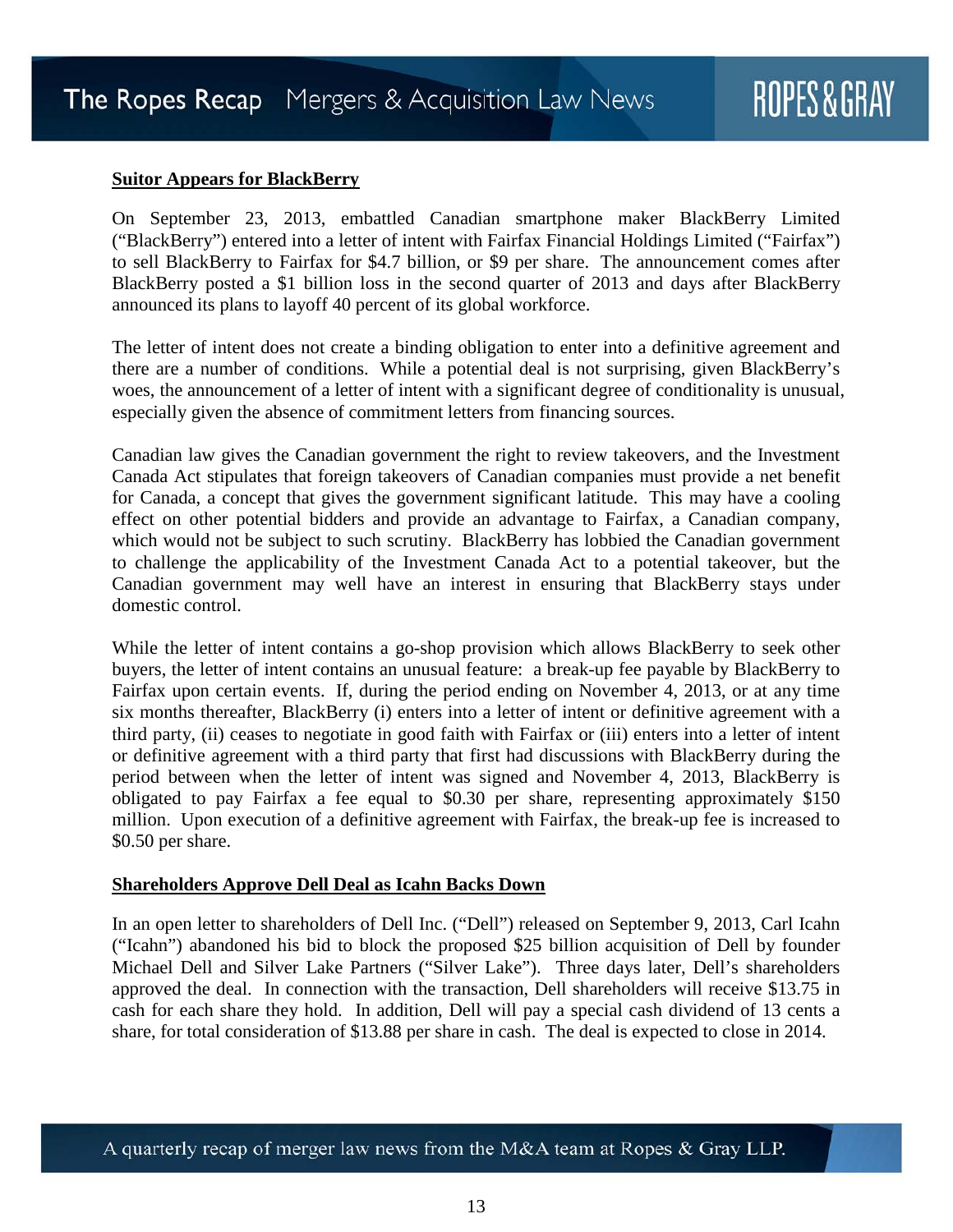## Suitor Appears for BlackBerry

On September 23, 2013, embattled Canadian smartphone maker BlackBerry Limited ("BlackBerry") entered into a letter of intent with Fairfax Financial Holdings Limited ("Fairfax") to sell BlackBerry to Fairfax for $4.7 billion, or $9 per share. The announcement comes after BlackBerry posted a $1 billion loss in the second quarter of 2013 and days after BlackBerry announced its plans to layoff 40 percent of its global workforce.

The letter of intent does not create a binding obligation to enter into a definitive agreement and there are a number of conditions. While a potential deal is not surprising, given BlackBerry's woes, the announcement of a letter of intent with a significant degree of conditionality is unusual, especially given the absence of commitment letters from financing sources.

Canadian law gives the Canadian government the right to review takeovers, and the Investment Canada Act stipulates that foreign takeovers of Canadian companies must provide a net benefit for Canada, a concept that gives the government significant latitude. This may have a cooling effect on other potential bidders and provide an advantage to Fairfax, a Canadian company, which would not be subject to such scrutiny. BlackBerry has lobbied the Canadian government to challenge the applicability of the Investment Canada Act to a potential takeover, but the Canadian government may well have an interest in ensuring that BlackBerry stays under domestic control.

While the letter of intent contains a go-shop provision which allows BlackBerry to seek other buyers, the letter of intent contains an unusual feature: a break-up fee payable by BlackBerry to Fairfax upon certain events. If, during the period ending on November 4, 2013, or at any time six months thereafter, BlackBerry (i) enters into a letter of intent or definitive agreement with a third party, (ii) ceases to negotiate in good faith with Fairfax or (iii) enters into a letter of intent or definitive agreement with a third party that first had discussions with BlackBerry during the period between when the letter of intent was signed and November 4, 2013, BlackBerry is obligated to pay Fairfax a fee equal to $0.30 per share, representing approximately $150 million. Upon execution of a definitive agreement with Fairfax, the break-up fee is increased to $0.50 per share.

## Shareholders Approve Dell Deal as Icahn Backs Down

In an open letter to shareholders of Dell Inc. ("Dell") released on September 9, 2013, Carl Icahn ("Icahn") abandoned his bid to block the proposed $25 billion acquisition of Dell by founder Michael Dell and Silver Lake Partners ("Silver Lake"). Three days later, Dell's shareholders approved the deal. In connection with the transaction, Dell shareholders will receive $13.75 in cash for each share they hold. In addition, Dell will pay a special cash dividend of 13 cents a share, for total consideration of $13.88 per share in cash. The deal is expected to close in 2014.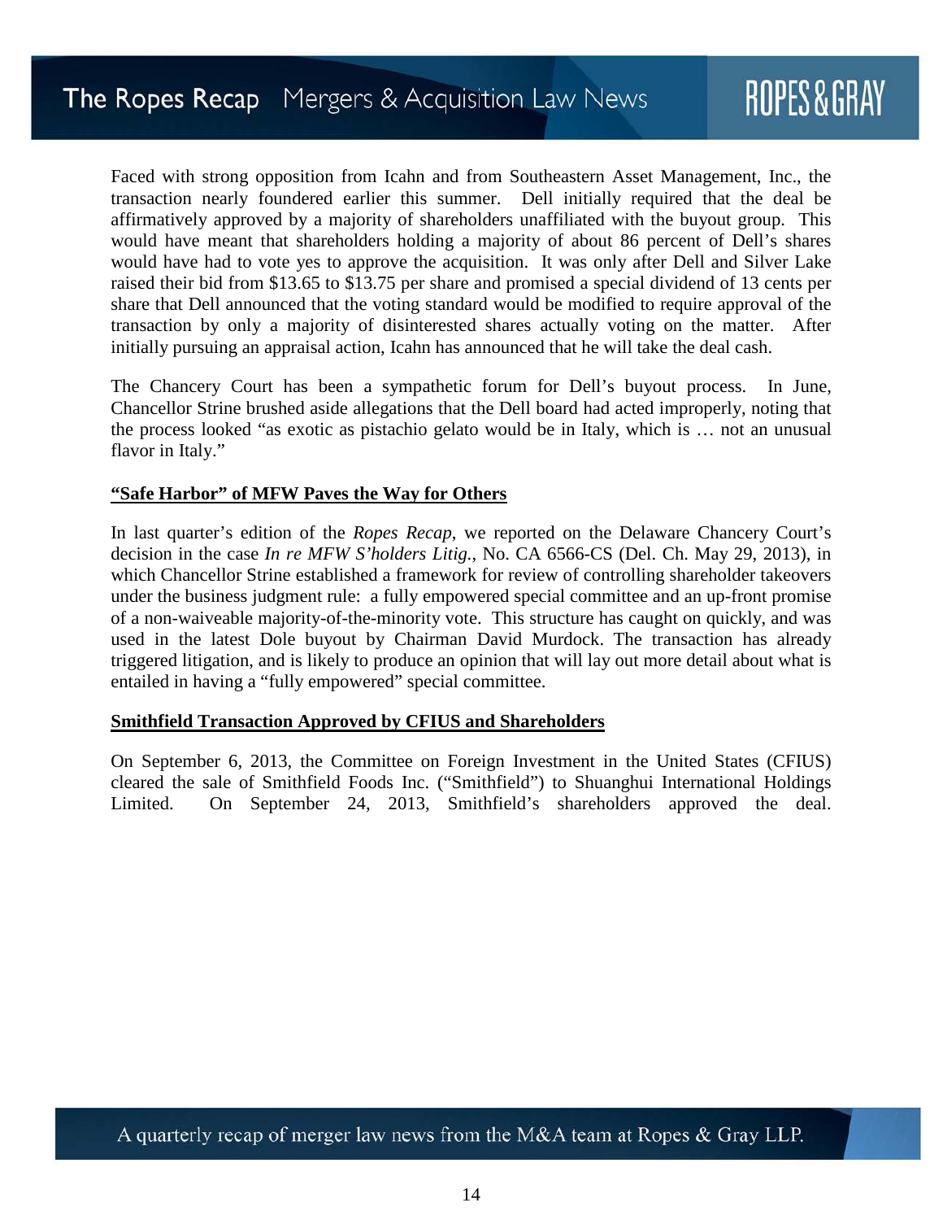Faced with strong opposition from Icahn and from Southeastern Asset Management, Inc., the transaction nearly foundered earlier this summer. Dell initially required that the deal be affirmatively approved by a majority of shareholders unaffiliated with the buyout group. This would have meant that shareholders holding a majority of about 86 percent of Dell's shares would have had to vote yes to approve the acquisition. It was only after Dell and Silver Lake raised their bid from $13.65 to $13.75 per share and promised a special dividend of 13 cents per share that Dell announced that the voting standard would be modified to require approval of the transaction by only a majority of disinterested shares actually voting on the matter. After initially pursuing an appraisal action, Icahn has announced that he will take the deal cash.

The Chancery Court has been a sympathetic forum for Dell's buyout process. In June, Chancellor Strine brushed aside allegations that the Dell board had acted improperly, noting that the process looked "as exotic as pistachio gelato would be in Italy, which is … not an unusual flavor in Italy."

**"Safe Harbor" of MFW Paves the Way for Others**

In last quarter's edition of the *Ropes Recap*, we reported on the Delaware Chancery Court's decision in the case *In re MFW S'holders Litig.*, No. CA 6566-CS (Del. Ch. May 29, 2013), in which Chancellor Strine established a framework for review of controlling shareholder takeovers under the business judgment rule: a fully empowered special committee and an up-front promise of a non-waiveable majority-of-the-minority vote. This structure has caught on quickly, and was used in the latest Dole buyout by Chairman David Murdock. The transaction has already triggered litigation, and is likely to produce an opinion that will lay out more detail about what is entailed in having a "fully empowered" special committee.

**Smithfield Transaction Approved by CFIUS and Shareholders**

On September 6, 2013, the Committee on Foreign Investment in the United States (CFIUS) cleared the sale of Smithfield Foods Inc. ("Smithfield") to Shuanghui International Holdings Limited. On September 24, 2013, Smithfield's shareholders approved the deal.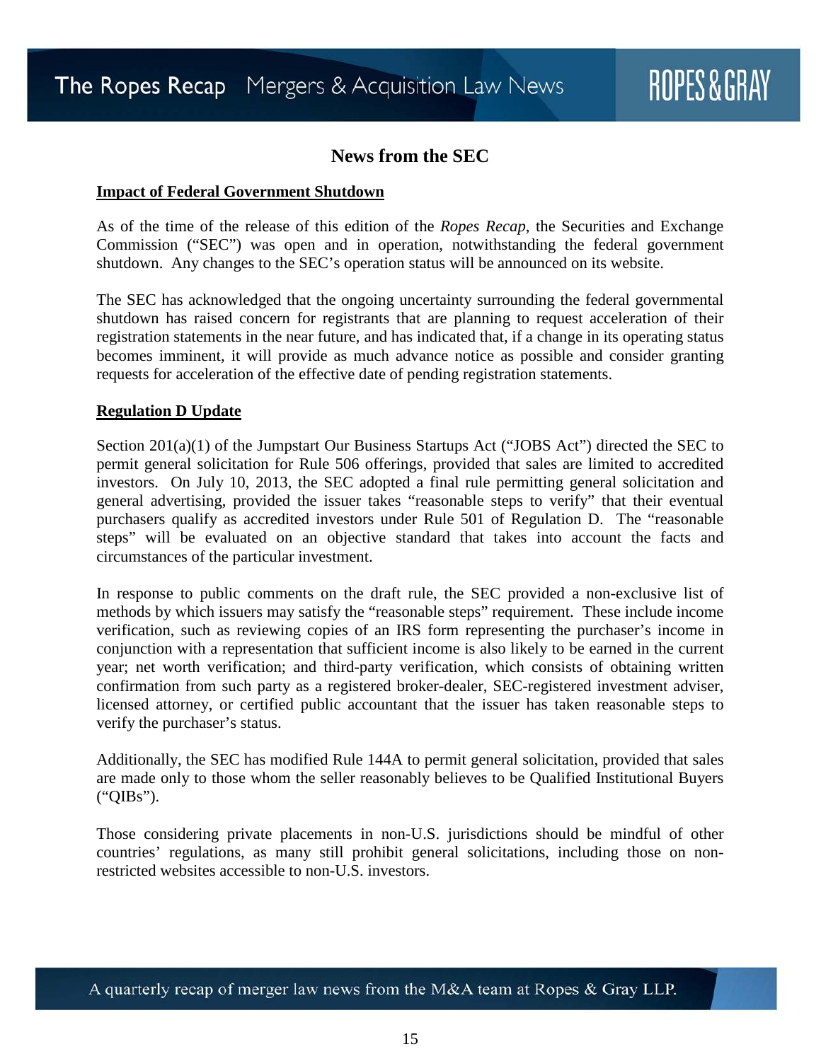## News from the SEC

**Impact of Federal Government Shutdown**

As of the time of the release of this edition of the *Ropes Recap*, the Securities and Exchange Commission ("SEC") was open and in operation, notwithstanding the federal government shutdown. Any changes to the SEC's operation status will be announced on its website.

The SEC has acknowledged that the ongoing uncertainty surrounding the federal governmental shutdown has raised concern for registrants that are planning to request acceleration of their registration statements in the near future, and has indicated that, if a change in its operating status becomes imminent, it will provide as much advance notice as possible and consider granting requests for acceleration of the effective date of pending registration statements.

**Regulation D Update**

Section 201(a)(1) of the Jumpstart Our Business Startups Act ("JOBS Act") directed the SEC to permit general solicitation for Rule 506 offerings, provided that sales are limited to accredited investors. On July 10, 2013, the SEC adopted a final rule permitting general solicitation and general advertising, provided the issuer takes "reasonable steps to verify" that their eventual purchasers qualify as accredited investors under Rule 501 of Regulation D. The "reasonable steps" will be evaluated on an objective standard that takes into account the facts and circumstances of the particular investment.

In response to public comments on the draft rule, the SEC provided a non-exclusive list of methods by which issuers may satisfy the "reasonable steps" requirement. These include income verification, such as reviewing copies of an IRS form representing the purchaser's income in conjunction with a representation that sufficient income is also likely to be earned in the current year; net worth verification; and third-party verification, which consists of obtaining written confirmation from such party as a registered broker-dealer, SEC-registered investment adviser, licensed attorney, or certified public accountant that the issuer has taken reasonable steps to verify the purchaser's status.

Additionally, the SEC has modified Rule 144A to permit general solicitation, provided that sales are made only to those whom the seller reasonably believes to be Qualified Institutional Buyers ("QIBs").

Those considering private placements in non-U.S. jurisdictions should be mindful of other countries' regulations, as many still prohibit general solicitations, including those on non-restricted websites accessible to non-U.S. investors.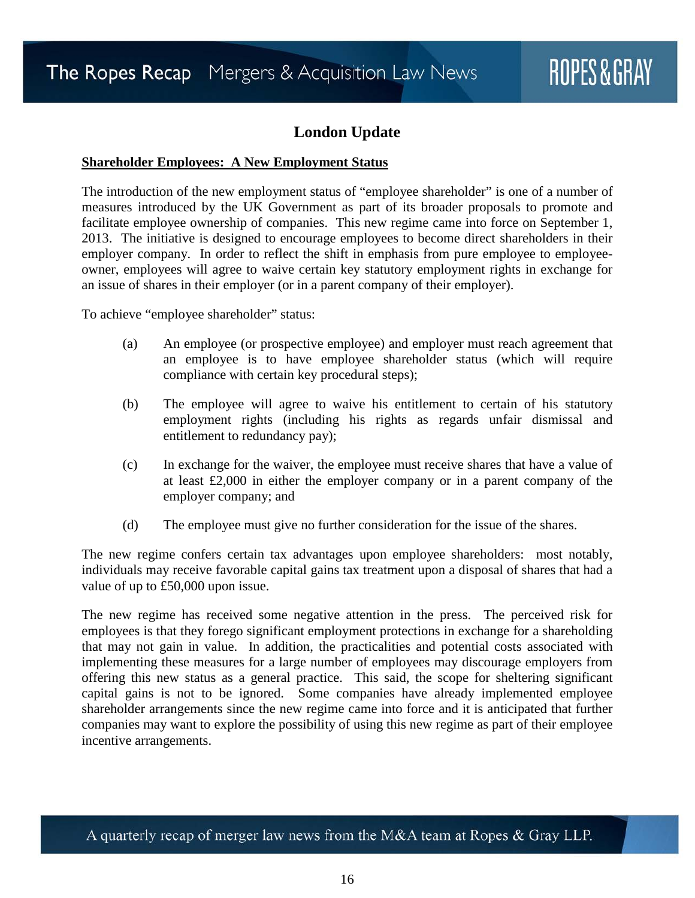## London Update

**<u>Shareholder Employees: A New Employment Status</u>**

The introduction of the new employment status of "employee shareholder" is one of a number of measures introduced by the UK Government as part of its broader proposals to promote and facilitate employee ownership of companies. This new regime came into force on September 1, 2013. The initiative is designed to encourage employees to become direct shareholders in their employer company. In order to reflect the shift in emphasis from pure employee to employee-owner, employees will agree to waive certain key statutory employment rights in exchange for an issue of shares in their employer (or in a parent company of their employer).

To achieve "employee shareholder" status:

(a) An employee (or prospective employee) and employer must reach agreement that an employee is to have employee shareholder status (which will require compliance with certain key procedural steps);

(b) The employee will agree to waive his entitlement to certain of his statutory employment rights (including his rights as regards unfair dismissal and entitlement to redundancy pay);

(c) In exchange for the waiver, the employee must receive shares that have a value of at least £2,000 in either the employer company or in a parent company of the employer company; and

(d) The employee must give no further consideration for the issue of the shares.

The new regime confers certain tax advantages upon employee shareholders: most notably, individuals may receive favorable capital gains tax treatment upon a disposal of shares that had a value of up to £50,000 upon issue.

The new regime has received some negative attention in the press. The perceived risk for employees is that they forego significant employment protections in exchange for a shareholding that may not gain in value. In addition, the practicalities and potential costs associated with implementing these measures for a large number of employees may discourage employers from offering this new status as a general practice. This said, the scope for sheltering significant capital gains is not to be ignored. Some companies have already implemented employee shareholder arrangements since the new regime came into force and it is anticipated that further companies may want to explore the possibility of using this new regime as part of their employee incentive arrangements.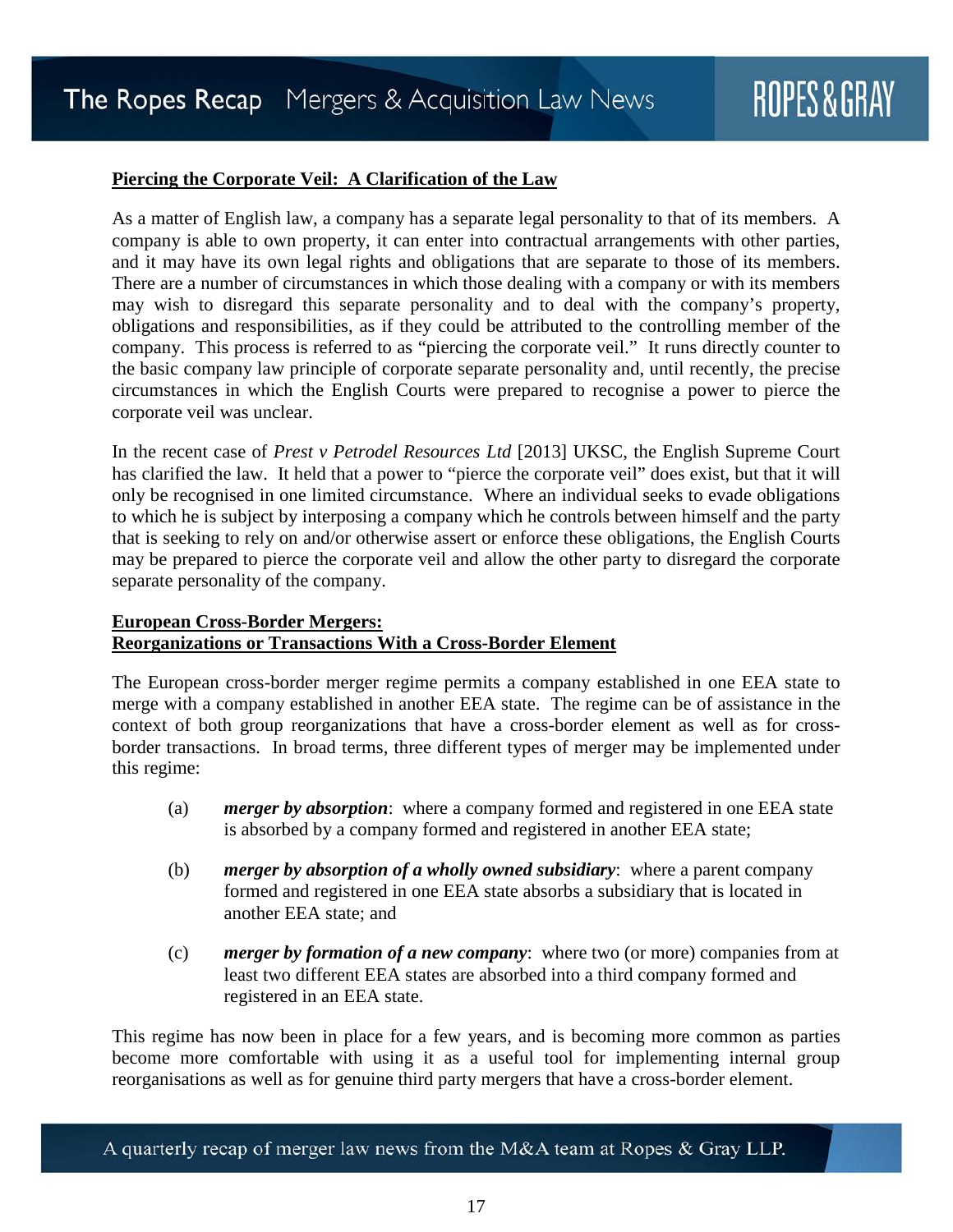## Piercing the Corporate Veil: A Clarification of the Law

As a matter of English law, a company has a separate legal personality to that of its members. A company is able to own property, it can enter into contractual arrangements with other parties, and it may have its own legal rights and obligations that are separate to those of its members. There are a number of circumstances in which those dealing with a company or with its members may wish to disregard this separate personality and to deal with the company's property, obligations and responsibilities, as if they could be attributed to the controlling member of the company. This process is referred to as "piercing the corporate veil." It runs directly counter to the basic company law principle of corporate separate personality and, until recently, the precise circumstances in which the English Courts were prepared to recognise a power to pierce the corporate veil was unclear.

In the recent case of *Prest v Petrodel Resources Ltd* [2013] UKSC, the English Supreme Court has clarified the law. It held that a power to "pierce the corporate veil" does exist, but that it will only be recognised in one limited circumstance. Where an individual seeks to evade obligations to which he is subject by interposing a company which he controls between himself and the party that is seeking to rely on and/or otherwise assert or enforce these obligations, the English Courts may be prepared to pierce the corporate veil and allow the other party to disregard the corporate separate personality of the company.

## European Cross-Border Mergers: Reorganizations or Transactions With a Cross-Border Element

The European cross-border merger regime permits a company established in one EEA state to merge with a company established in another EEA state. The regime can be of assistance in the context of both group reorganizations that have a cross-border element as well as for cross-border transactions. In broad terms, three different types of merger may be implemented under this regime:

(a) ***merger by absorption***: where a company formed and registered in one EEA state is absorbed by a company formed and registered in another EEA state;

(b) ***merger by absorption of a wholly owned subsidiary***: where a parent company formed and registered in one EEA state absorbs a subsidiary that is located in another EEA state; and

(c) ***merger by formation of a new company***: where two (or more) companies from at least two different EEA states are absorbed into a third company formed and registered in an EEA state.

This regime has now been in place for a few years, and is becoming more common as parties become more comfortable with using it as a useful tool for implementing internal group reorganisations as well as for genuine third party mergers that have a cross-border element.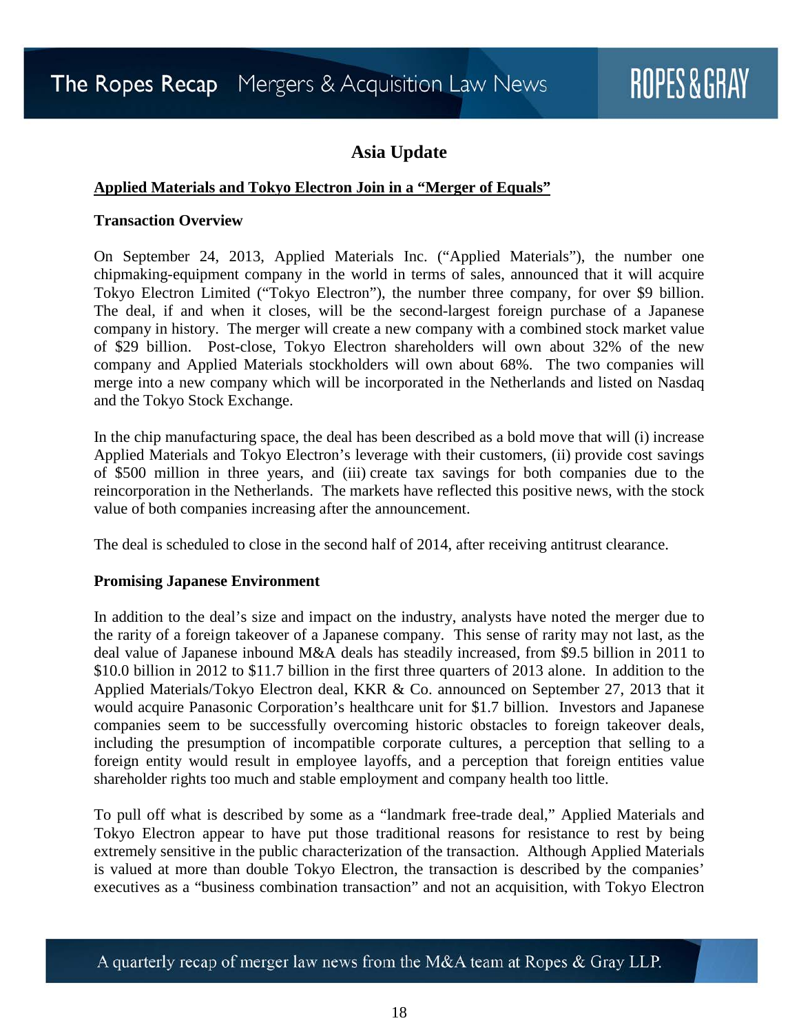## Asia Update

**Applied Materials and Tokyo Electron Join in a "Merger of Equals"**

**Transaction Overview**

On September 24, 2013, Applied Materials Inc. ("Applied Materials"), the number one chipmaking-equipment company in the world in terms of sales, announced that it will acquire Tokyo Electron Limited ("Tokyo Electron"), the number three company, for over $9 billion. The deal, if and when it closes, will be the second-largest foreign purchase of a Japanese company in history. The merger will create a new company with a combined stock market value of $29 billion. Post-close, Tokyo Electron shareholders will own about 32% of the new company and Applied Materials stockholders will own about 68%. The two companies will merge into a new company which will be incorporated in the Netherlands and listed on Nasdaq and the Tokyo Stock Exchange.

In the chip manufacturing space, the deal has been described as a bold move that will (i) increase Applied Materials and Tokyo Electron's leverage with their customers, (ii) provide cost savings of $500 million in three years, and (iii) create tax savings for both companies due to the reincorporation in the Netherlands. The markets have reflected this positive news, with the stock value of both companies increasing after the announcement.

The deal is scheduled to close in the second half of 2014, after receiving antitrust clearance.

**Promising Japanese Environment**

In addition to the deal's size and impact on the industry, analysts have noted the merger due to the rarity of a foreign takeover of a Japanese company. This sense of rarity may not last, as the deal value of Japanese inbound M&A deals has steadily increased, from $9.5 billion in 2011 to $10.0 billion in 2012 to $11.7 billion in the first three quarters of 2013 alone. In addition to the Applied Materials/Tokyo Electron deal, KKR & Co. announced on September 27, 2013 that it would acquire Panasonic Corporation's healthcare unit for $1.7 billion. Investors and Japanese companies seem to be successfully overcoming historic obstacles to foreign takeover deals, including the presumption of incompatible corporate cultures, a perception that selling to a foreign entity would result in employee layoffs, and a perception that foreign entities value shareholder rights too much and stable employment and company health too little.

To pull off what is described by some as a "landmark free-trade deal," Applied Materials and Tokyo Electron appear to have put those traditional reasons for resistance to rest by being extremely sensitive in the public characterization of the transaction. Although Applied Materials is valued at more than double Tokyo Electron, the transaction is described by the companies' executives as a "business combination transaction" and not an acquisition, with Tokyo Electron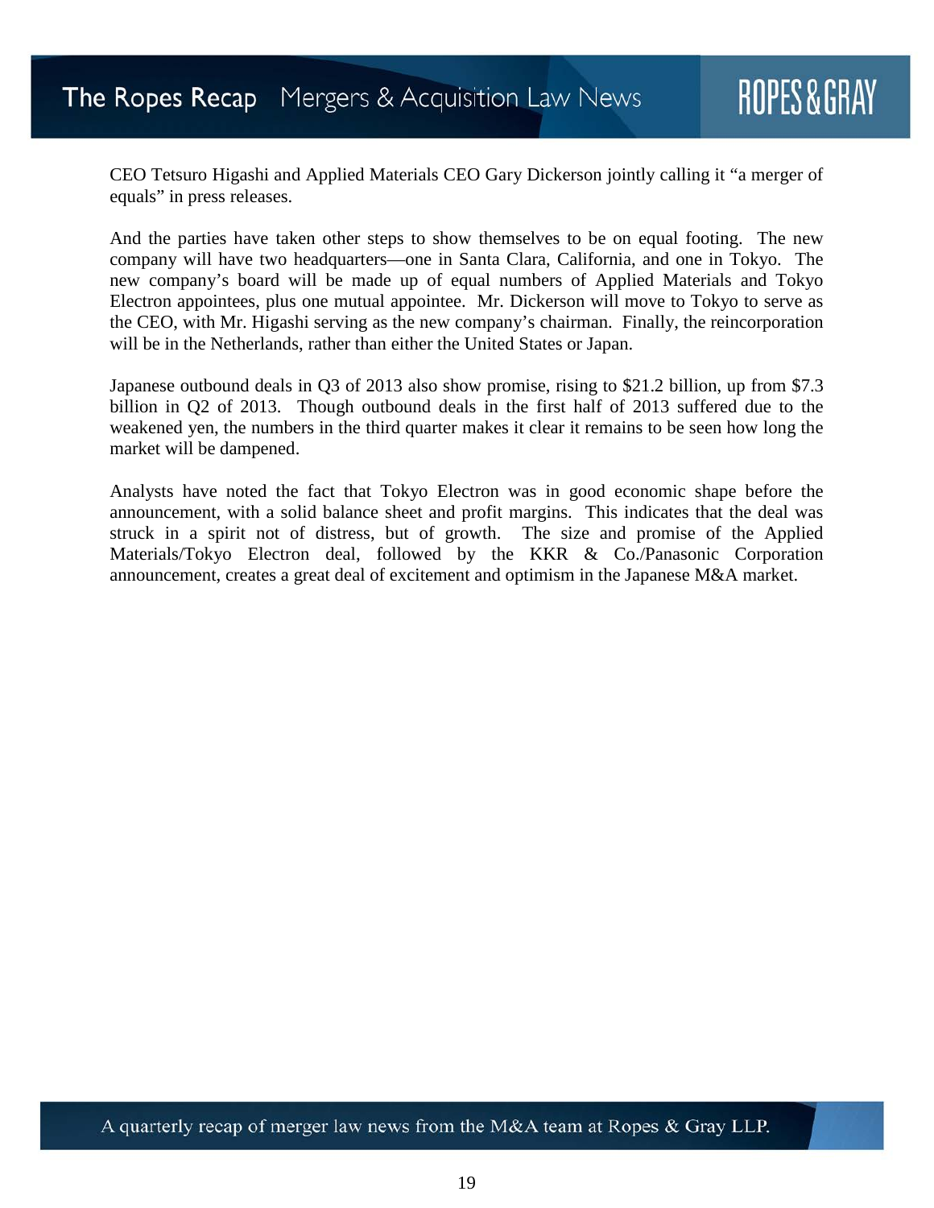CEO Tetsuro Higashi and Applied Materials CEO Gary Dickerson jointly calling it "a merger of equals" in press releases.

And the parties have taken other steps to show themselves to be on equal footing. The new company will have two headquarters—one in Santa Clara, California, and one in Tokyo. The new company's board will be made up of equal numbers of Applied Materials and Tokyo Electron appointees, plus one mutual appointee. Mr. Dickerson will move to Tokyo to serve as the CEO, with Mr. Higashi serving as the new company's chairman. Finally, the reincorporation will be in the Netherlands, rather than either the United States or Japan.

Japanese outbound deals in Q3 of 2013 also show promise, rising to $21.2 billion, up from $7.3 billion in Q2 of 2013. Though outbound deals in the first half of 2013 suffered due to the weakened yen, the numbers in the third quarter makes it clear it remains to be seen how long the market will be dampened.

Analysts have noted the fact that Tokyo Electron was in good economic shape before the announcement, with a solid balance sheet and profit margins. This indicates that the deal was struck in a spirit not of distress, but of growth. The size and promise of the Applied Materials/Tokyo Electron deal, followed by the KKR & Co./Panasonic Corporation announcement, creates a great deal of excitement and optimism in the Japanese M&A market.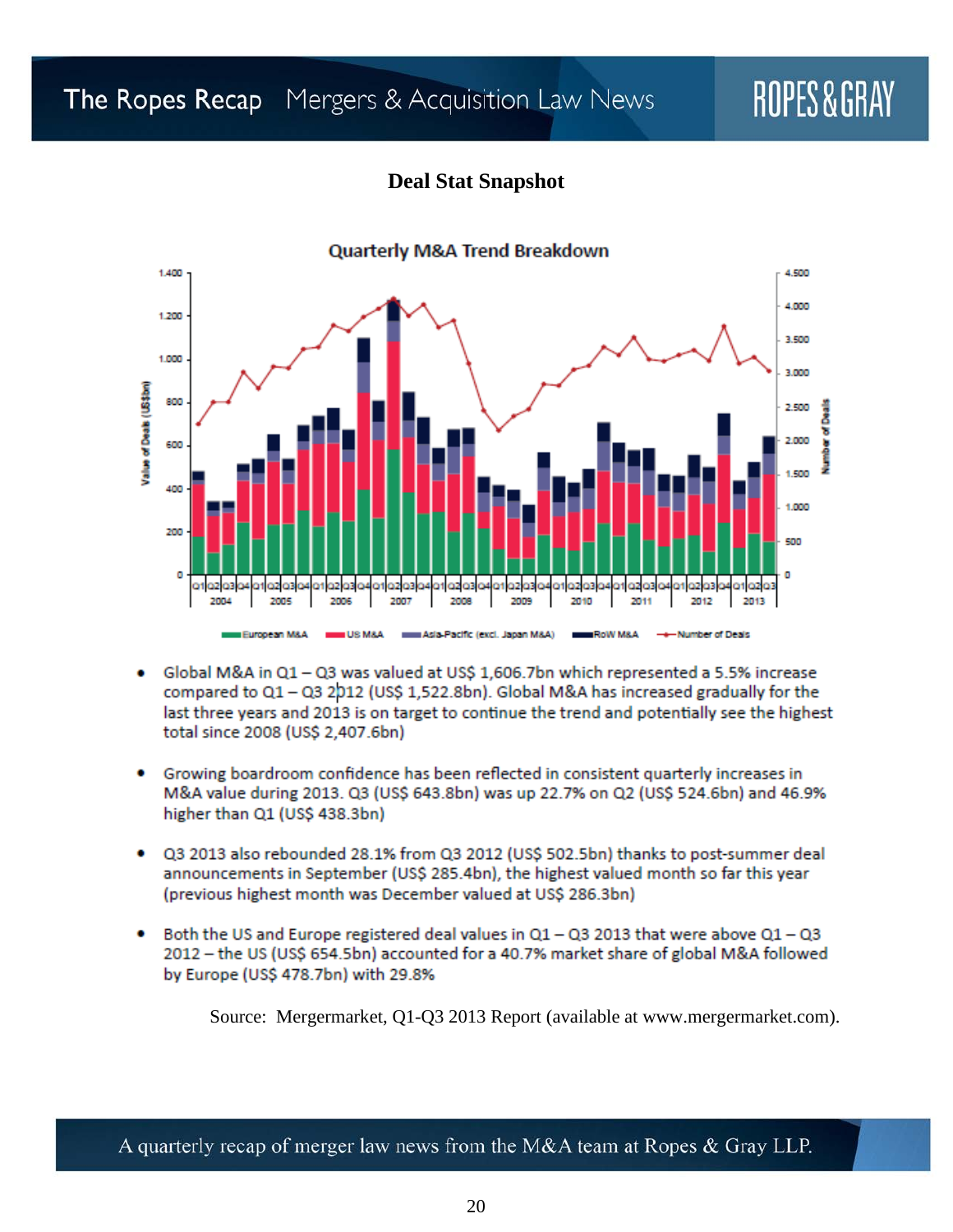# Deal Stat Snapshot

## Quarterly M&A Trend Breakdown

- Global M&A in Q1 – Q3 was valued at US$ 1,606.7bn which represented a 5.5% increase compared to Q1 – Q3 2012 (US$ 1,522.8bn). Global M&A has increased gradually for the last three years and 2013 is on target to continue the trend and potentially see the highest total since 2008 (US$ 2,407.6bn)

- Growing boardroom confidence has been reflected in consistent quarterly increases in M&A value during 2013. Q3 (US$ 643.8bn) was up 22.7% on Q2 (US$ 524.6bn) and 46.9% higher than Q1 (US$ 438.3bn)

- Q3 2013 also rebounded 28.1% from Q3 2012 (US$ 502.5bn) thanks to post-summer deal announcements in September (US$ 285.4bn), the highest valued month so far this year (previous highest month was December valued at US$ 286.3bn)

- Both the US and Europe registered deal values in Q1 – Q3 2013 that were above Q1 – Q3 2012 – the US (US$ 654.5bn) accounted for a 40.7% market share of global M&A followed by Europe (US$ 478.7bn) with 29.8%

Source: Mergermarket, Q1-Q3 2013 Report (available at www.mergermarket.com).

A quarterly recap of merger law news from the M&A team at Ropes & Gray LLP.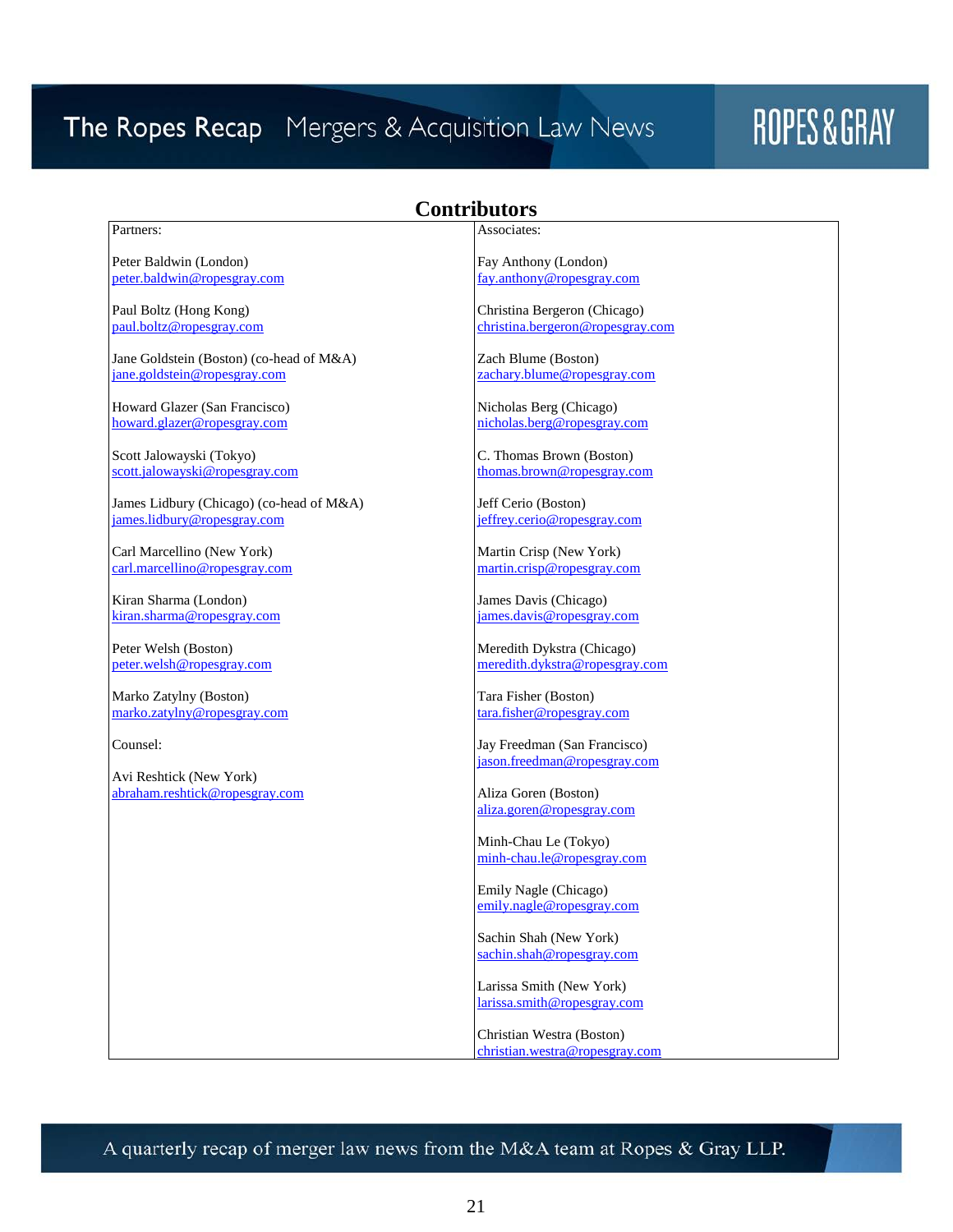## Contributors

| Partners: | Associates: |
|---|---|
| Peter Baldwin (London)<br>peter.baldwin@ropesgray.com | Fay Anthony (London)<br>fay.anthony@ropesgray.com |
| Paul Boltz (Hong Kong)<br>paul.boltz@ropesgray.com | Christina Bergeron (Chicago)<br>christina.bergeron@ropesgray.com |
| Jane Goldstein (Boston) (co-head of M&A)<br>jane.goldstein@ropesgray.com | Zach Blume (Boston)<br>zachary.blume@ropesgray.com |
| Howard Glazer (San Francisco)<br>howard.glazer@ropesgray.com | Nicholas Berg (Chicago)<br>nicholas.berg@ropesgray.com |
| Scott Jalowayski (Tokyo)<br>scott.jalowayski@ropesgray.com | C. Thomas Brown (Boston)<br>thomas.brown@ropesgray.com |
| James Lidbury (Chicago) (co-head of M&A)<br>james.lidbury@ropesgray.com | Jeff Cerio (Boston)<br>jeffrey.cerio@ropesgray.com |
| Carl Marcellino (New York)<br>carl.marcellino@ropesgray.com | Martin Crisp (New York)<br>martin.crisp@ropesgray.com |
| Kiran Sharma (London)<br>kiran.sharma@ropesgray.com | James Davis (Chicago)<br>james.davis@ropesgray.com |
| Peter Welsh (Boston)<br>peter.welsh@ropesgray.com | Meredith Dykstra (Chicago)<br>meredith.dykstra@ropesgray.com |
| Marko Zatylny (Boston)<br>marko.zatylny@ropesgray.com | Tara Fisher (Boston)<br>tara.fisher@ropesgray.com |
| Counsel: | Jay Freedman (San Francisco)<br>jason.freedman@ropesgray.com |
| Avi Reshtick (New York)<br>abraham.reshtick@ropesgray.com | Aliza Goren (Boston)<br>aliza.goren@ropesgray.com |
| | Minh-Chau Le (Tokyo)<br>minh-chau.le@ropesgray.com |
| | Emily Nagle (Chicago)<br>emily.nagle@ropesgray.com |
| | Sachin Shah (New York)<br>sachin.shah@ropesgray.com |
| | Larissa Smith (New York)<br>larissa.smith@ropesgray.com |
| | Christian Westra (Boston)<br>christian.westra@ropesgray.com |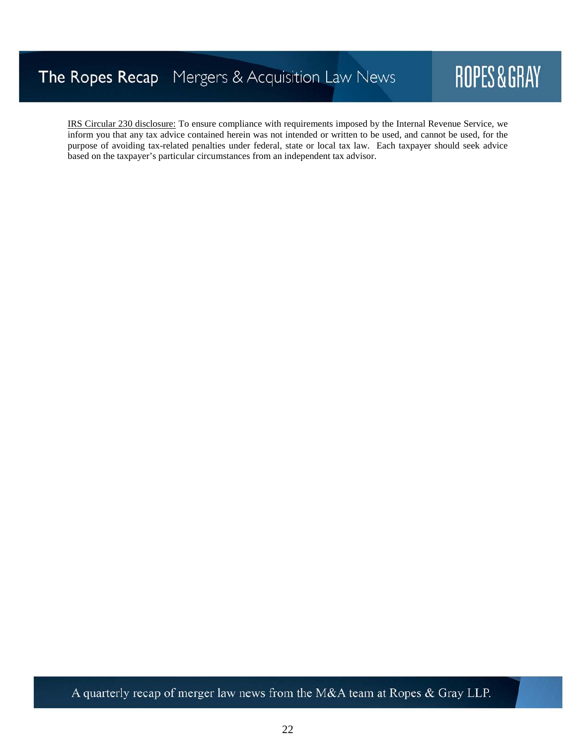IRS Circular 230 disclosure: To ensure compliance with requirements imposed by the Internal Revenue Service, we inform you that any tax advice contained herein was not intended or written to be used, and cannot be used, for the purpose of avoiding tax-related penalties under federal, state or local tax law. Each taxpayer should seek advice based on the taxpayer's particular circumstances from an independent tax advisor.